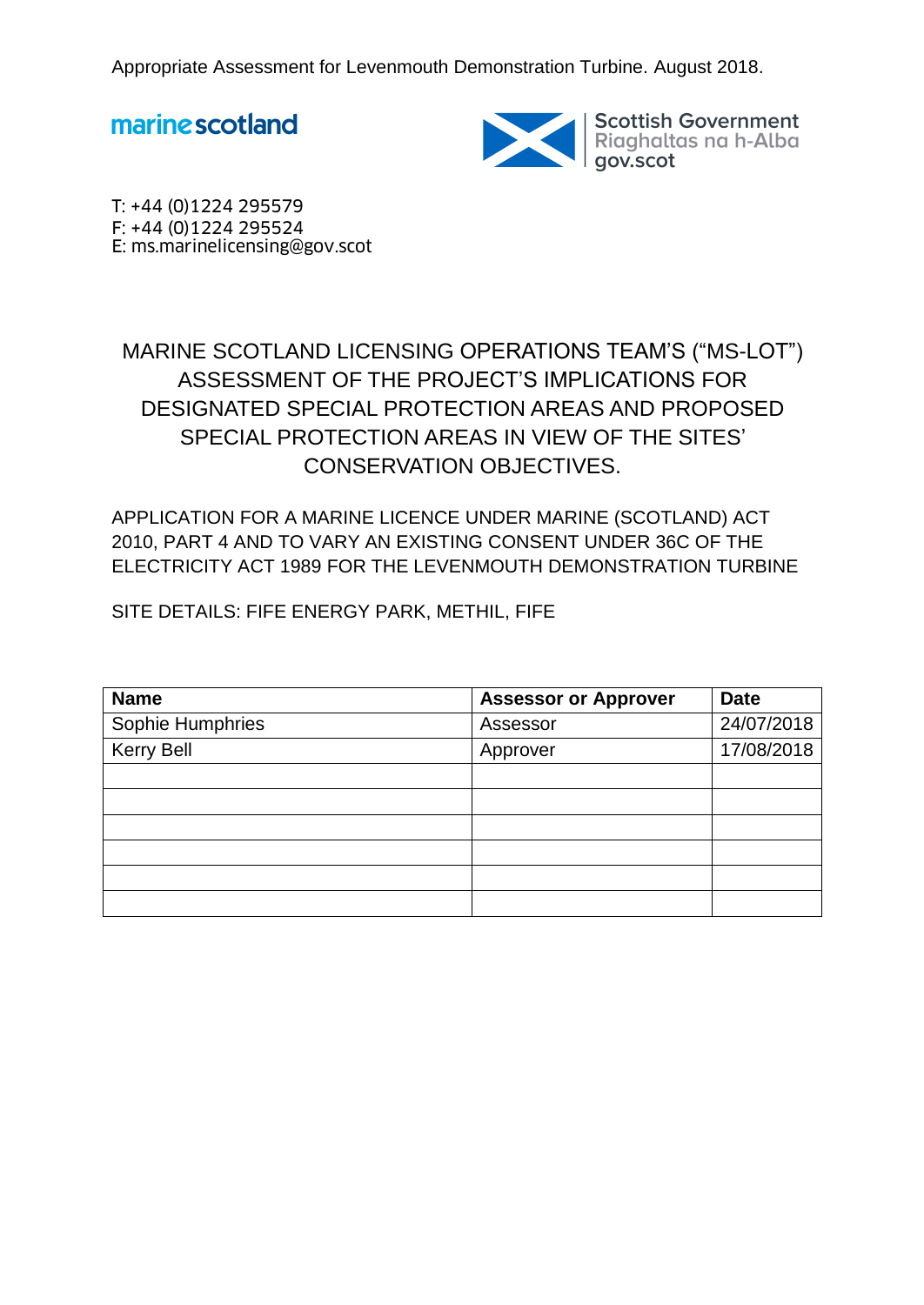marine scotland

Scottish Government
Riaghaltas na h-Alba
gov.scot

T: +44 (0)1224 295579
F: +44 (0)1224 295524
E: ms.marinelicensing@gov.scot

# MARINE SCOTLAND LICENSING OPERATIONS TEAM'S ("MS-LOT") ASSESSMENT OF THE PROJECT'S IMPLICATIONS FOR DESIGNATED SPECIAL PROTECTION AREAS AND PROPOSED SPECIAL PROTECTION AREAS IN VIEW OF THE SITES' CONSERVATION OBJECTIVES.

APPLICATION FOR A MARINE LICENCE UNDER MARINE (SCOTLAND) ACT 2010, PART 4 AND TO VARY AN EXISTING CONSENT UNDER 36C OF THE ELECTRICITY ACT 1989 FOR THE LEVENMOUTH DEMONSTRATION TURBINE

SITE DETAILS: FIFE ENERGY PARK, METHIL, FIFE

| Name | Assessor or Approver | Date |
|---|---|---|
| Sophie Humphries | Assessor | 24/07/2018 |
| Kerry Bell | Approver | 17/08/2018 |
| | | |
| | | |
| | | |
| | | |
| | | |
| | | |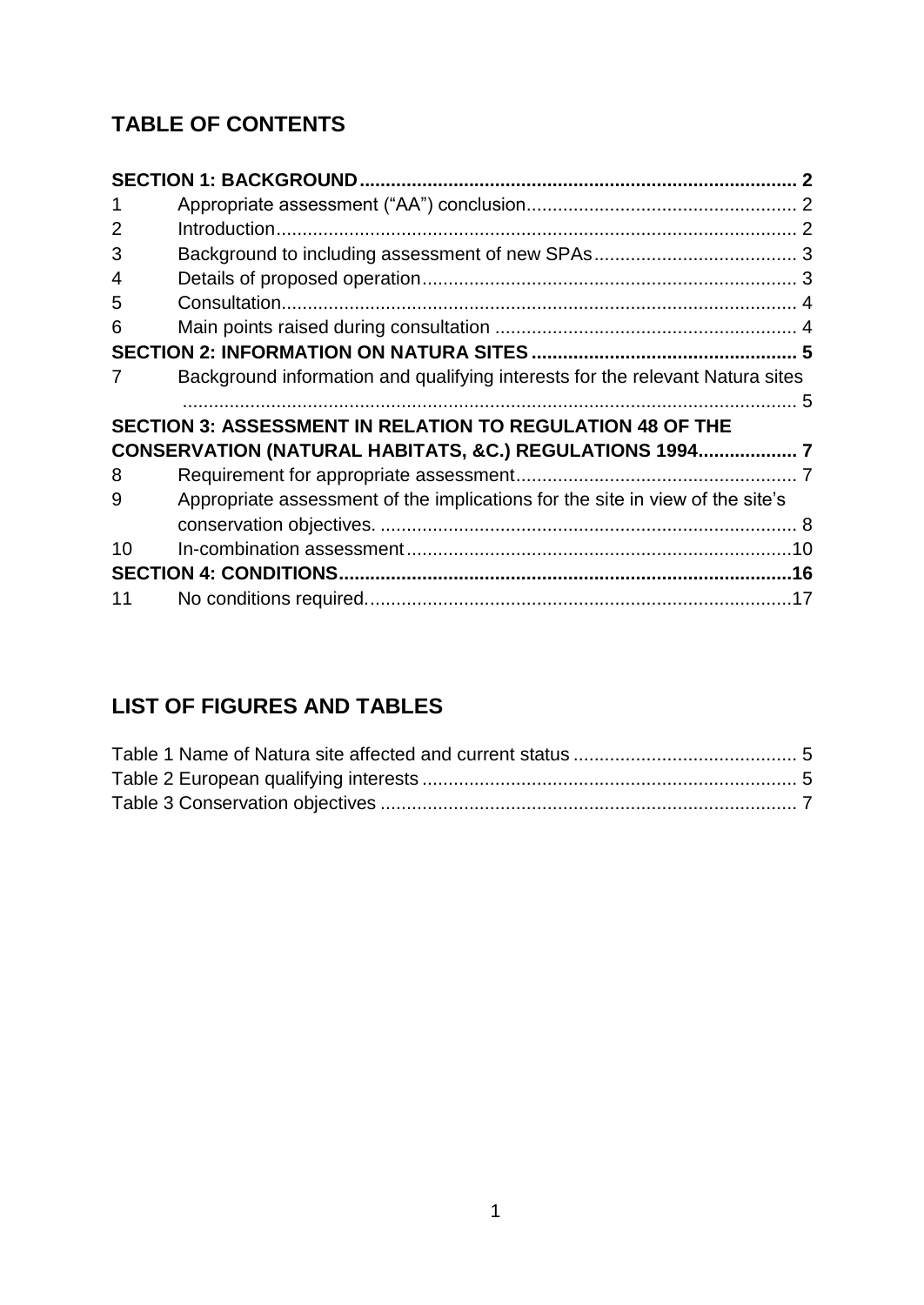## TABLE OF CONTENTS

**SECTION 1: BACKGROUND** .................................................................................. **2**

1 Appropriate assessment ("AA") conclusion ................................................... 2

2 Introduction .................................................................................................. 2

3 Background to including assessment of new SPAs ...................................... 3

4 Details of proposed operation ....................................................................... 3

5 Consultation ................................................................................................. 4

6 Main points raised during consultation ......................................................... 4

**SECTION 2: INFORMATION ON NATURA SITES** .................................................. **5**

7 Background information and qualifying interests for the relevant Natura sites .................................................................................................................... 5

**SECTION 3: ASSESSMENT IN RELATION TO REGULATION 48 OF THE CONSERVATION (NATURAL HABITATS, &C.) REGULATIONS 1994** ................... **7**

8 Requirement for appropriate assessment ..................................................... 7

9 Appropriate assessment of the implications for the site in view of the site's conservation objectives. ............................................................................... 8

10 In-combination assessment .........................................................................10

**SECTION 4: CONDITIONS** .....................................................................................**16**

11 No conditions required. ................................................................................17

## LIST OF FIGURES AND TABLES

Table 1 Name of Natura site affected and current status .......................................... 5

Table 2 European qualifying interests ....................................................................... 5

Table 3 Conservation objectives ............................................................................... 7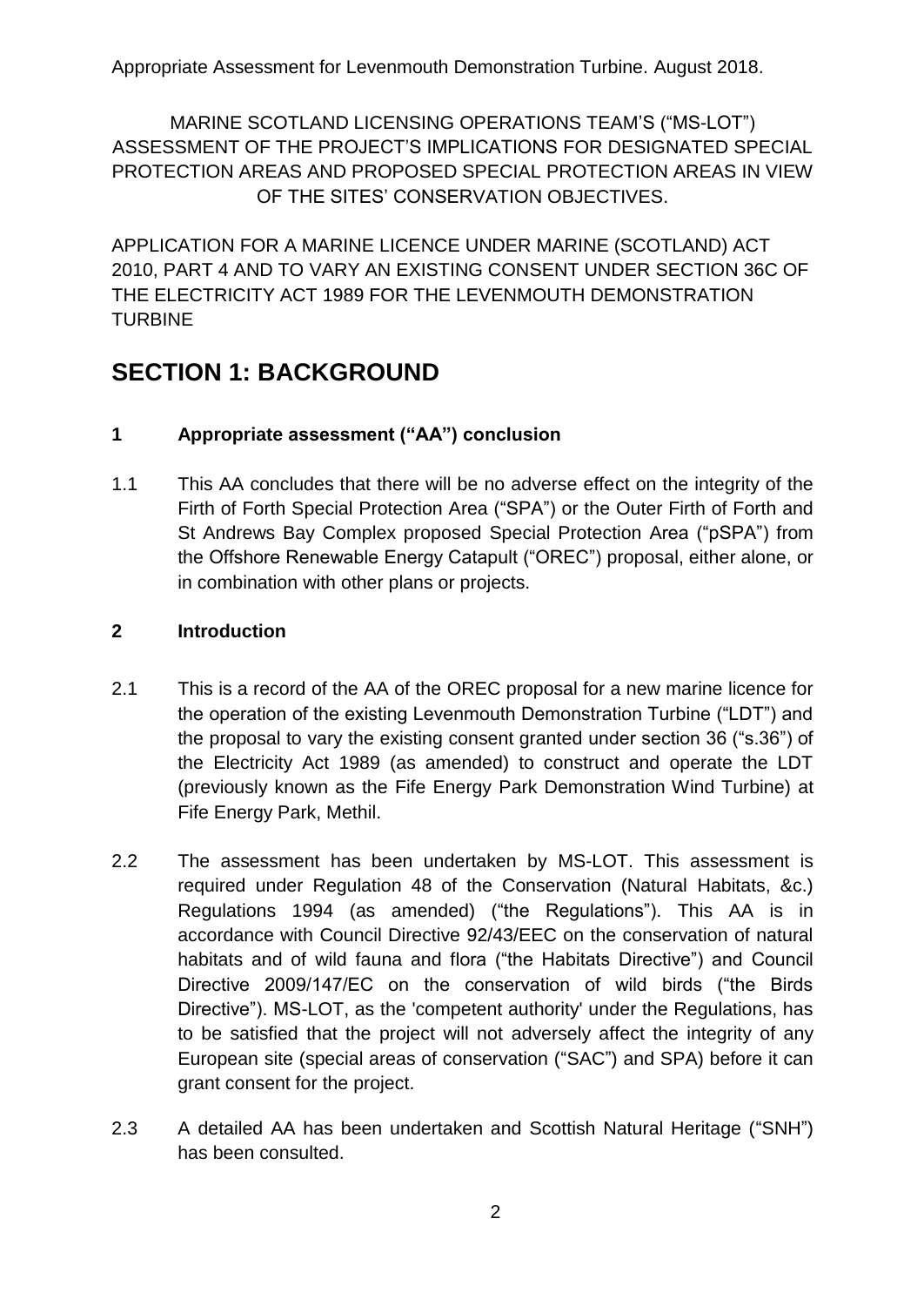MARINE SCOTLAND LICENSING OPERATIONS TEAM'S ("MS-LOT") ASSESSMENT OF THE PROJECT'S IMPLICATIONS FOR DESIGNATED SPECIAL PROTECTION AREAS AND PROPOSED SPECIAL PROTECTION AREAS IN VIEW OF THE SITES' CONSERVATION OBJECTIVES.

APPLICATION FOR A MARINE LICENCE UNDER MARINE (SCOTLAND) ACT 2010, PART 4 AND TO VARY AN EXISTING CONSENT UNDER SECTION 36C OF THE ELECTRICITY ACT 1989 FOR THE LEVENMOUTH DEMONSTRATION TURBINE

# SECTION 1: BACKGROUND

## 1 Appropriate assessment ("AA") conclusion

1.1 This AA concludes that there will be no adverse effect on the integrity of the Firth of Forth Special Protection Area ("SPA") or the Outer Firth of Forth and St Andrews Bay Complex proposed Special Protection Area ("pSPA") from the Offshore Renewable Energy Catapult ("OREC") proposal, either alone, or in combination with other plans or projects.

## 2 Introduction

2.1 This is a record of the AA of the OREC proposal for a new marine licence for the operation of the existing Levenmouth Demonstration Turbine ("LDT") and the proposal to vary the existing consent granted under section 36 ("s.36") of the Electricity Act 1989 (as amended) to construct and operate the LDT (previously known as the Fife Energy Park Demonstration Wind Turbine) at Fife Energy Park, Methil.

2.2 The assessment has been undertaken by MS-LOT. This assessment is required under Regulation 48 of the Conservation (Natural Habitats, &c.) Regulations 1994 (as amended) ("the Regulations"). This AA is in accordance with Council Directive 92/43/EEC on the conservation of natural habitats and of wild fauna and flora ("the Habitats Directive") and Council Directive 2009/147/EC on the conservation of wild birds ("the Birds Directive"). MS-LOT, as the 'competent authority' under the Regulations, has to be satisfied that the project will not adversely affect the integrity of any European site (special areas of conservation ("SAC") and SPA) before it can grant consent for the project.

2.3 A detailed AA has been undertaken and Scottish Natural Heritage ("SNH") has been consulted.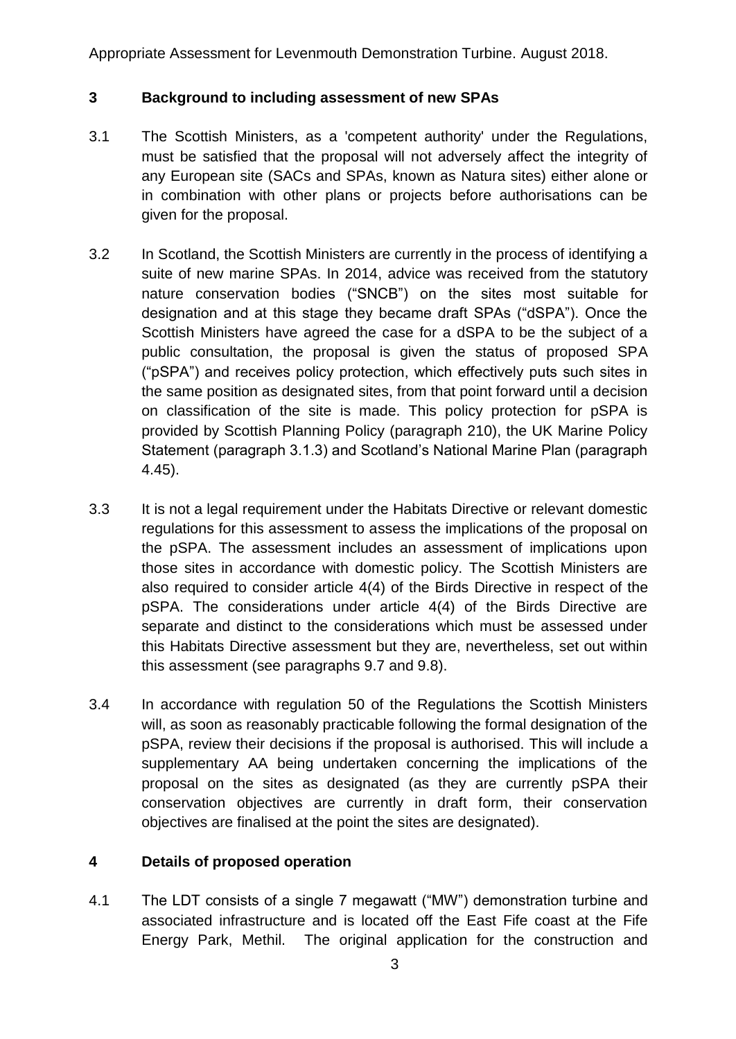## 3 Background to including assessment of new SPAs

3.1 The Scottish Ministers, as a 'competent authority' under the Regulations, must be satisfied that the proposal will not adversely affect the integrity of any European site (SACs and SPAs, known as Natura sites) either alone or in combination with other plans or projects before authorisations can be given for the proposal.

3.2 In Scotland, the Scottish Ministers are currently in the process of identifying a suite of new marine SPAs. In 2014, advice was received from the statutory nature conservation bodies ("SNCB") on the sites most suitable for designation and at this stage they became draft SPAs ("dSPA"). Once the Scottish Ministers have agreed the case for a dSPA to be the subject of a public consultation, the proposal is given the status of proposed SPA ("pSPA") and receives policy protection, which effectively puts such sites in the same position as designated sites, from that point forward until a decision on classification of the site is made. This policy protection for pSPA is provided by Scottish Planning Policy (paragraph 210), the UK Marine Policy Statement (paragraph 3.1.3) and Scotland's National Marine Plan (paragraph 4.45).

3.3 It is not a legal requirement under the Habitats Directive or relevant domestic regulations for this assessment to assess the implications of the proposal on the pSPA. The assessment includes an assessment of implications upon those sites in accordance with domestic policy. The Scottish Ministers are also required to consider article 4(4) of the Birds Directive in respect of the pSPA. The considerations under article 4(4) of the Birds Directive are separate and distinct to the considerations which must be assessed under this Habitats Directive assessment but they are, nevertheless, set out within this assessment (see paragraphs 9.7 and 9.8).

3.4 In accordance with regulation 50 of the Regulations the Scottish Ministers will, as soon as reasonably practicable following the formal designation of the pSPA, review their decisions if the proposal is authorised. This will include a supplementary AA being undertaken concerning the implications of the proposal on the sites as designated (as they are currently pSPA their conservation objectives are currently in draft form, their conservation objectives are finalised at the point the sites are designated).

## 4 Details of proposed operation

4.1 The LDT consists of a single 7 megawatt ("MW") demonstration turbine and associated infrastructure and is located off the East Fife coast at the Fife Energy Park, Methil. The original application for the construction and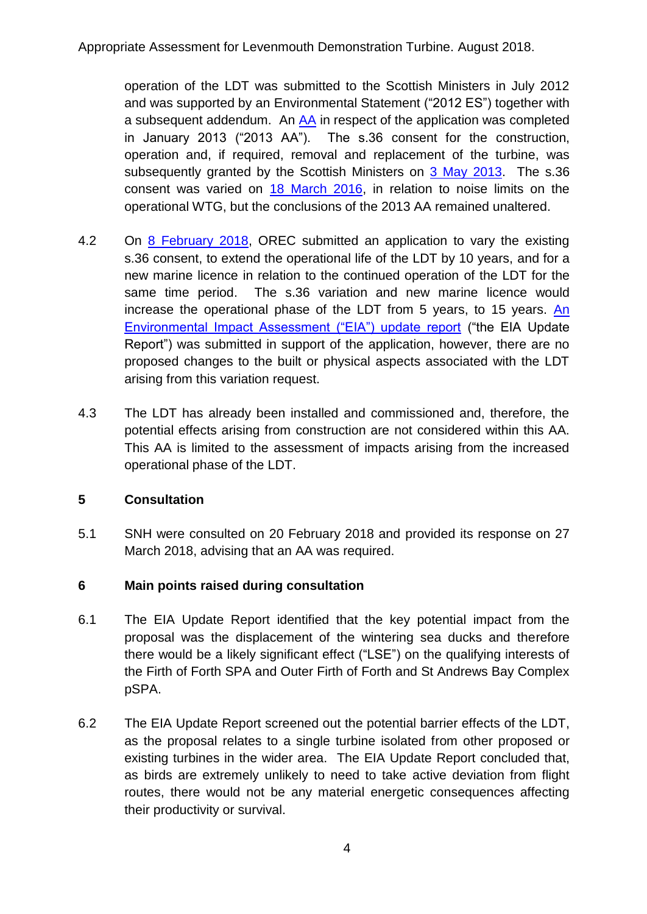operation of the LDT was submitted to the Scottish Ministers in July 2012 and was supported by an Environmental Statement ("2012 ES") together with a subsequent addendum. An AA in respect of the application was completed in January 2013 ("2013 AA"). The s.36 consent for the construction, operation and, if required, removal and replacement of the turbine, was subsequently granted by the Scottish Ministers on 3 May 2013. The s.36 consent was varied on 18 March 2016, in relation to noise limits on the operational WTG, but the conclusions of the 2013 AA remained unaltered.

4.2 On 8 February 2018, OREC submitted an application to vary the existing s.36 consent, to extend the operational life of the LDT by 10 years, and for a new marine licence in relation to the continued operation of the LDT for the same time period. The s.36 variation and new marine licence would increase the operational phase of the LDT from 5 years, to 15 years. An Environmental Impact Assessment ("EIA") update report ("the EIA Update Report") was submitted in support of the application, however, there are no proposed changes to the built or physical aspects associated with the LDT arising from this variation request.

4.3 The LDT has already been installed and commissioned and, therefore, the potential effects arising from construction are not considered within this AA. This AA is limited to the assessment of impacts arising from the increased operational phase of the LDT.

## 5 Consultation

5.1 SNH were consulted on 20 February 2018 and provided its response on 27 March 2018, advising that an AA was required.

## 6 Main points raised during consultation

6.1 The EIA Update Report identified that the key potential impact from the proposal was the displacement of the wintering sea ducks and therefore there would be a likely significant effect ("LSE") on the qualifying interests of the Firth of Forth SPA and Outer Firth of Forth and St Andrews Bay Complex pSPA.

6.2 The EIA Update Report screened out the potential barrier effects of the LDT, as the proposal relates to a single turbine isolated from other proposed or existing turbines in the wider area. The EIA Update Report concluded that, as birds are extremely unlikely to need to take active deviation from flight routes, there would not be any material energetic consequences affecting their productivity or survival.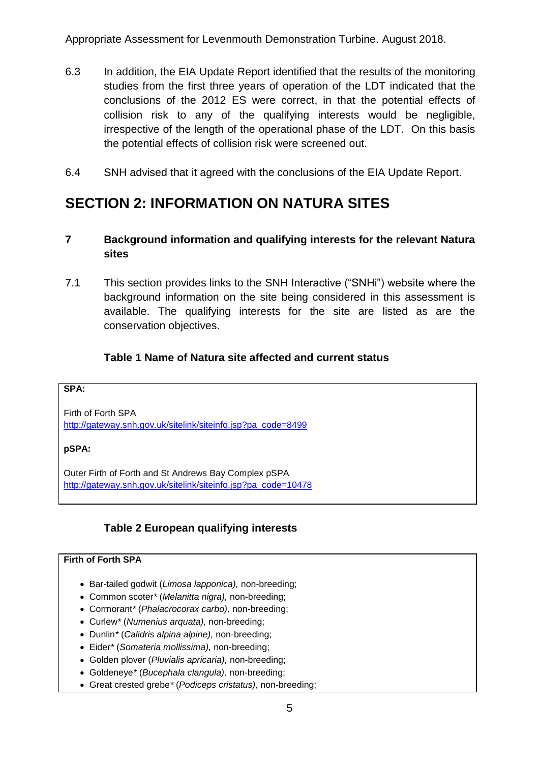6.3 In addition, the EIA Update Report identified that the results of the monitoring studies from the first three years of operation of the LDT indicated that the conclusions of the 2012 ES were correct, in that the potential effects of collision risk to any of the qualifying interests would be negligible, irrespective of the length of the operational phase of the LDT. On this basis the potential effects of collision risk were screened out.

6.4 SNH advised that it agreed with the conclusions of the EIA Update Report.

# SECTION 2: INFORMATION ON NATURA SITES

## 7 Background information and qualifying interests for the relevant Natura sites

7.1 This section provides links to the SNH Interactive ("SNHi") website where the background information on the site being considered in this assessment is available. The qualifying interests for the site are listed as are the conservation objectives.

### Table 1 Name of Natura site affected and current status

**SPA:**

Firth of Forth SPA
http://gateway.snh.gov.uk/sitelink/siteinfo.jsp?pa_code=8499

**pSPA:**

Outer Firth of Forth and St Andrews Bay Complex pSPA
http://gateway.snh.gov.uk/sitelink/siteinfo.jsp?pa_code=10478

### Table 2 European qualifying interests

**Firth of Forth SPA**

- Bar-tailed godwit (*Limosa lapponica),* non-breeding;
- Common scoter* (*Melanitta nigra),* non-breeding;
- Cormorant* (*Phalacrocorax carbo),* non-breeding;
- Curlew* (*Numenius arquata),* non-breeding;
- Dunlin* (*Calidris alpina alpine),* non-breeding;
- Eider* (*Somateria mollissima),* non-breeding;
- Golden plover (*Pluvialis apricaria),* non-breeding;
- Goldeneye* (*Bucephala clangula),* non-breeding;
- Great crested grebe* (*Podiceps cristatus),* non-breeding;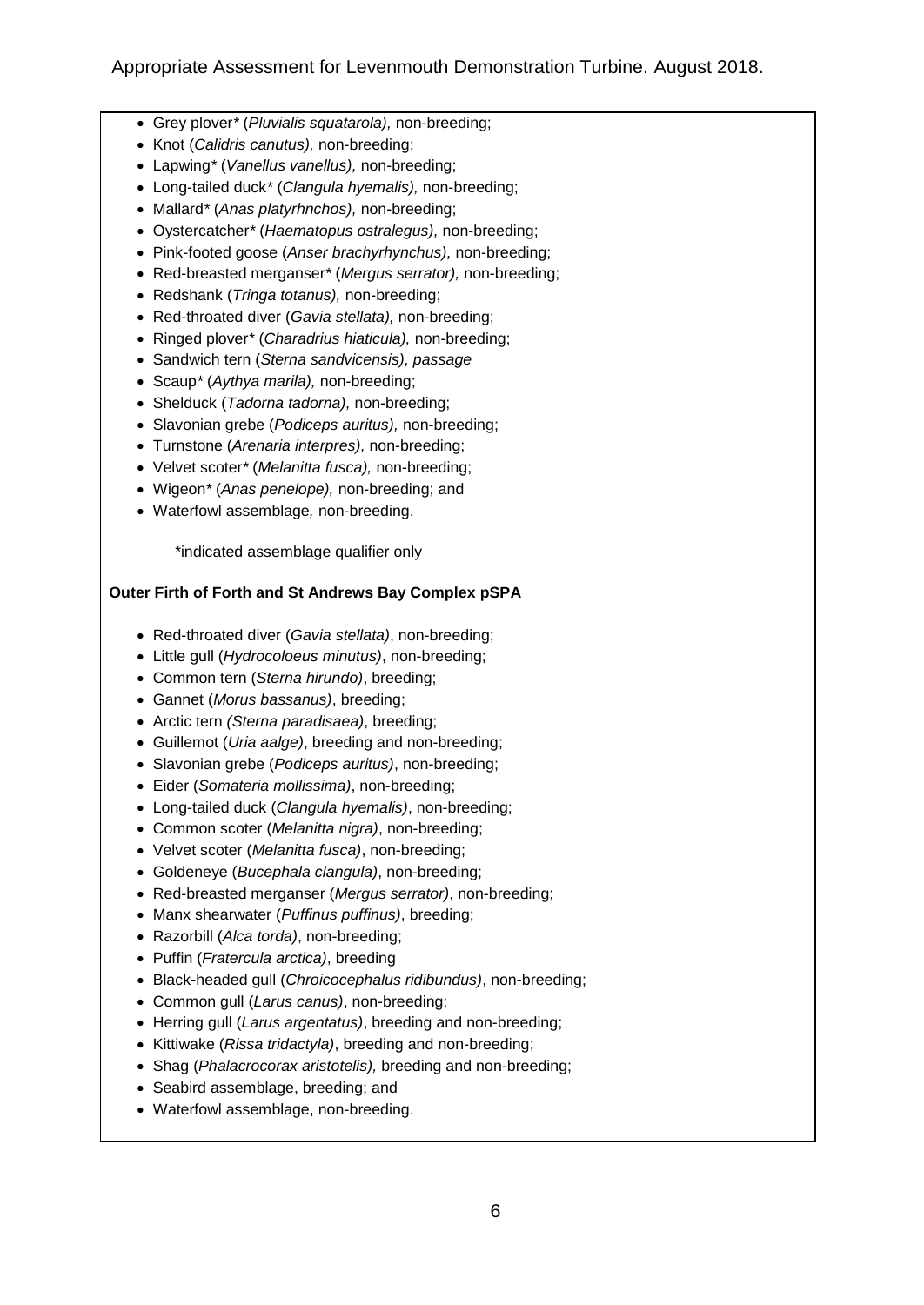- Grey plover* (*Pluvialis squatarola),* non-breeding;
- Knot (*Calidris canutus),* non-breeding;
- Lapwing* (*Vanellus vanellus),* non-breeding;
- Long-tailed duck* (*Clangula hyemalis),* non-breeding;
- Mallard* (*Anas platyrhnchos),* non-breeding;
- Oystercatcher* (*Haematopus ostralegus),* non-breeding;
- Pink-footed goose (*Anser brachyrhynchus),* non-breeding;
- Red-breasted merganser* (*Mergus serrator),* non-breeding;
- Redshank (*Tringa totanus),* non-breeding;
- Red-throated diver (*Gavia stellata),* non-breeding;
- Ringed plover* (*Charadrius hiaticula),* non-breeding;
- Sandwich tern (*Sterna sandvicensis), passage*
- Scaup* (*Aythya marila),* non-breeding;
- Shelduck (*Tadorna tadorna),* non-breeding;
- Slavonian grebe (*Podiceps auritus),* non-breeding;
- Turnstone (*Arenaria interpres),* non-breeding;
- Velvet scoter* (*Melanitta fusca),* non-breeding;
- Wigeon* (*Anas penelope),* non-breeding; and
- Waterfowl assemblage*,* non-breeding.

*indicated assemblage qualifier only

**Outer Firth of Forth and St Andrews Bay Complex pSPA**

- Red-throated diver (*Gavia stellata)*, non-breeding;
- Little gull (*Hydrocoloeus minutus)*, non-breeding;
- Common tern (*Sterna hirundo)*, breeding;
- Gannet (*Morus bassanus)*, breeding;
- Arctic tern *(Sterna paradisaea)*, breeding;
- Guillemot (*Uria aalge)*, breeding and non-breeding;
- Slavonian grebe (*Podiceps auritus)*, non-breeding;
- Eider (*Somateria mollissima)*, non-breeding;
- Long-tailed duck (*Clangula hyemalis)*, non-breeding;
- Common scoter (*Melanitta nigra)*, non-breeding;
- Velvet scoter (*Melanitta fusca)*, non-breeding;
- Goldeneye (*Bucephala clangula)*, non-breeding;
- Red-breasted merganser (*Mergus serrator)*, non-breeding;
- Manx shearwater (*Puffinus puffinus)*, breeding;
- Razorbill (*Alca torda)*, non-breeding;
- Puffin (*Fratercula arctica)*, breeding
- Black-headed gull (*Chroicocephalus ridibundus)*, non-breeding;
- Common gull (*Larus canus)*, non-breeding;
- Herring gull (*Larus argentatus)*, breeding and non-breeding;
- Kittiwake (*Rissa tridactyla)*, breeding and non-breeding;
- Shag (*Phalacrocorax aristotelis),* breeding and non-breeding;
- Seabird assemblage, breeding; and
- Waterfowl assemblage, non-breeding.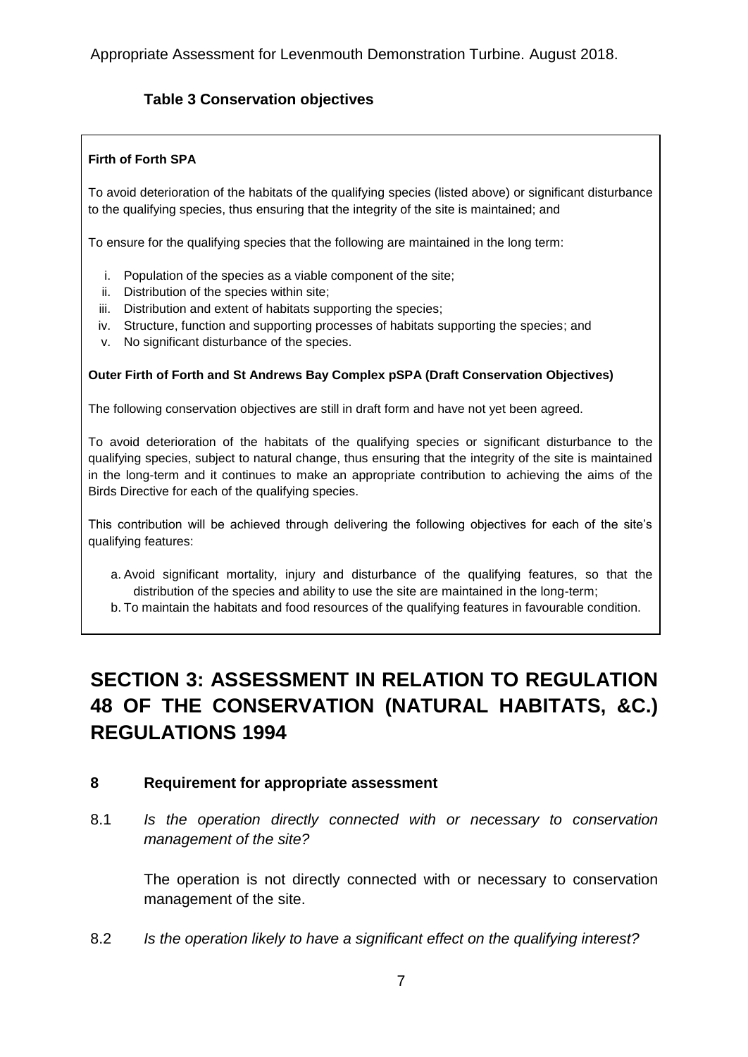### Table 3 Conservation objectives

**Firth of Forth SPA**

To avoid deterioration of the habitats of the qualifying species (listed above) or significant disturbance to the qualifying species, thus ensuring that the integrity of the site is maintained; and

To ensure for the qualifying species that the following are maintained in the long term:

i. Population of the species as a viable component of the site;
ii. Distribution of the species within site;
iii. Distribution and extent of habitats supporting the species;
iv. Structure, function and supporting processes of habitats supporting the species; and
v. No significant disturbance of the species.

**Outer Firth of Forth and St Andrews Bay Complex pSPA (Draft Conservation Objectives)**

The following conservation objectives are still in draft form and have not yet been agreed.

To avoid deterioration of the habitats of the qualifying species or significant disturbance to the qualifying species, subject to natural change, thus ensuring that the integrity of the site is maintained in the long-term and it continues to make an appropriate contribution to achieving the aims of the Birds Directive for each of the qualifying species.

This contribution will be achieved through delivering the following objectives for each of the site's qualifying features:

a. Avoid significant mortality, injury and disturbance of the qualifying features, so that the distribution of the species and ability to use the site are maintained in the long-term;
b. To maintain the habitats and food resources of the qualifying features in favourable condition.

# SECTION 3: ASSESSMENT IN RELATION TO REGULATION 48 OF THE CONSERVATION (NATURAL HABITATS, &C.) REGULATIONS 1994

## 8 Requirement for appropriate assessment

8.1 *Is the operation directly connected with or necessary to conservation management of the site?*

The operation is not directly connected with or necessary to conservation management of the site.

8.2 *Is the operation likely to have a significant effect on the qualifying interest?*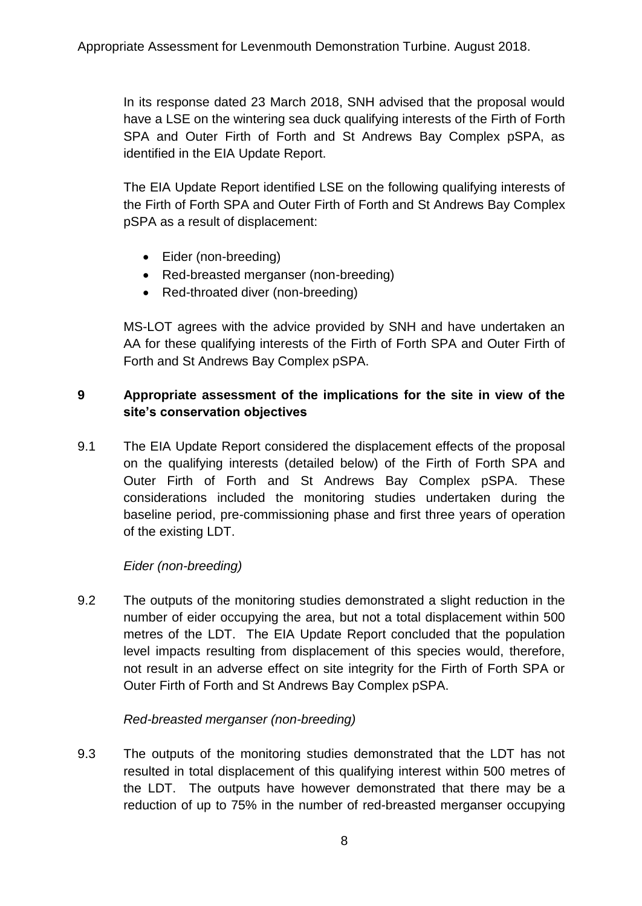In its response dated 23 March 2018, SNH advised that the proposal would have a LSE on the wintering sea duck qualifying interests of the Firth of Forth SPA and Outer Firth of Forth and St Andrews Bay Complex pSPA, as identified in the EIA Update Report.

The EIA Update Report identified LSE on the following qualifying interests of the Firth of Forth SPA and Outer Firth of Forth and St Andrews Bay Complex pSPA as a result of displacement:

- Eider (non-breeding)
- Red-breasted merganser (non-breeding)
- Red-throated diver (non-breeding)

MS-LOT agrees with the advice provided by SNH and have undertaken an AA for these qualifying interests of the Firth of Forth SPA and Outer Firth of Forth and St Andrews Bay Complex pSPA.

## 9 Appropriate assessment of the implications for the site in view of the site's conservation objectives

9.1 The EIA Update Report considered the displacement effects of the proposal on the qualifying interests (detailed below) of the Firth of Forth SPA and Outer Firth of Forth and St Andrews Bay Complex pSPA. These considerations included the monitoring studies undertaken during the baseline period, pre-commissioning phase and first three years of operation of the existing LDT.

*Eider (non-breeding)*

9.2 The outputs of the monitoring studies demonstrated a slight reduction in the number of eider occupying the area, but not a total displacement within 500 metres of the LDT. The EIA Update Report concluded that the population level impacts resulting from displacement of this species would, therefore, not result in an adverse effect on site integrity for the Firth of Forth SPA or Outer Firth of Forth and St Andrews Bay Complex pSPA.

*Red-breasted merganser (non-breeding)*

9.3 The outputs of the monitoring studies demonstrated that the LDT has not resulted in total displacement of this qualifying interest within 500 metres of the LDT. The outputs have however demonstrated that there may be a reduction of up to 75% in the number of red-breasted merganser occupying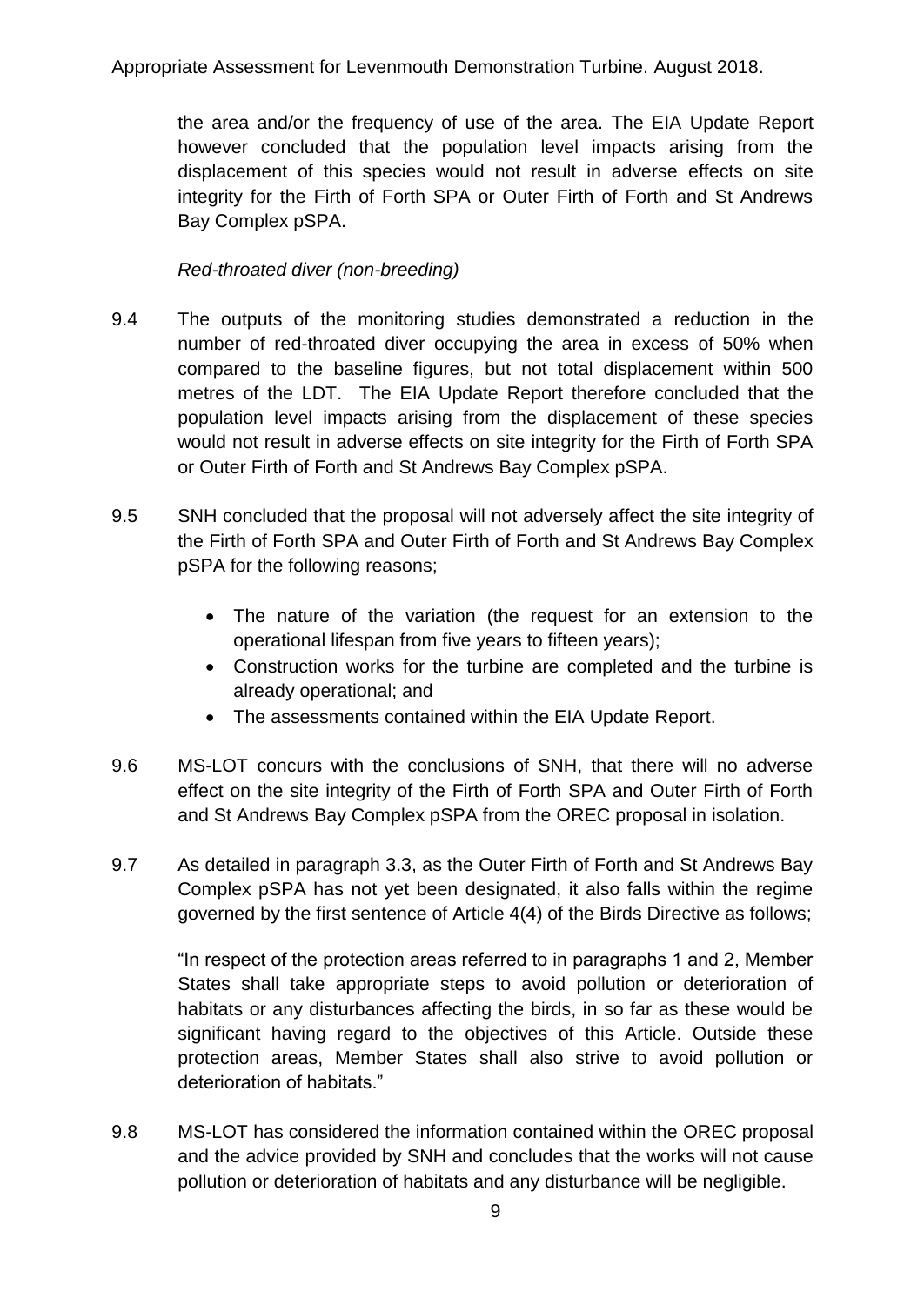the area and/or the frequency of use of the area. The EIA Update Report however concluded that the population level impacts arising from the displacement of this species would not result in adverse effects on site integrity for the Firth of Forth SPA or Outer Firth of Forth and St Andrews Bay Complex pSPA.

*Red-throated diver (non-breeding)*

9.4 The outputs of the monitoring studies demonstrated a reduction in the number of red-throated diver occupying the area in excess of 50% when compared to the baseline figures, but not total displacement within 500 metres of the LDT. The EIA Update Report therefore concluded that the population level impacts arising from the displacement of these species would not result in adverse effects on site integrity for the Firth of Forth SPA or Outer Firth of Forth and St Andrews Bay Complex pSPA.

9.5 SNH concluded that the proposal will not adversely affect the site integrity of the Firth of Forth SPA and Outer Firth of Forth and St Andrews Bay Complex pSPA for the following reasons;

- The nature of the variation (the request for an extension to the operational lifespan from five years to fifteen years);
- Construction works for the turbine are completed and the turbine is already operational; and
- The assessments contained within the EIA Update Report.

9.6 MS-LOT concurs with the conclusions of SNH, that there will no adverse effect on the site integrity of the Firth of Forth SPA and Outer Firth of Forth and St Andrews Bay Complex pSPA from the OREC proposal in isolation.

9.7 As detailed in paragraph 3.3, as the Outer Firth of Forth and St Andrews Bay Complex pSPA has not yet been designated, it also falls within the regime governed by the first sentence of Article 4(4) of the Birds Directive as follows;

"In respect of the protection areas referred to in paragraphs 1 and 2, Member States shall take appropriate steps to avoid pollution or deterioration of habitats or any disturbances affecting the birds, in so far as these would be significant having regard to the objectives of this Article. Outside these protection areas, Member States shall also strive to avoid pollution or deterioration of habitats."

9.8 MS-LOT has considered the information contained within the OREC proposal and the advice provided by SNH and concludes that the works will not cause pollution or deterioration of habitats and any disturbance will be negligible.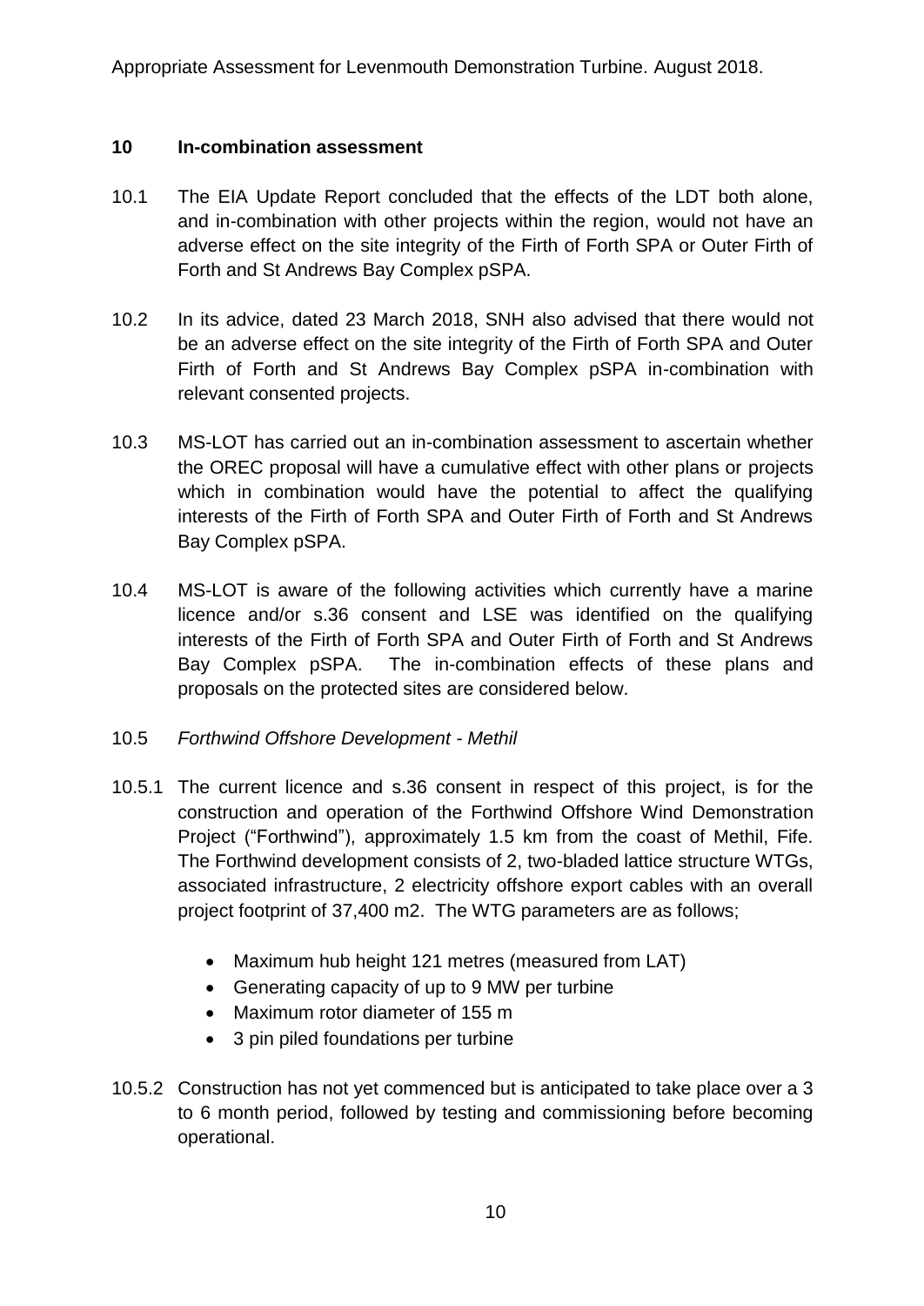## 10 In-combination assessment

10.1 The EIA Update Report concluded that the effects of the LDT both alone, and in-combination with other projects within the region, would not have an adverse effect on the site integrity of the Firth of Forth SPA or Outer Firth of Forth and St Andrews Bay Complex pSPA.

10.2 In its advice, dated 23 March 2018, SNH also advised that there would not be an adverse effect on the site integrity of the Firth of Forth SPA and Outer Firth of Forth and St Andrews Bay Complex pSPA in-combination with relevant consented projects.

10.3 MS-LOT has carried out an in-combination assessment to ascertain whether the OREC proposal will have a cumulative effect with other plans or projects which in combination would have the potential to affect the qualifying interests of the Firth of Forth SPA and Outer Firth of Forth and St Andrews Bay Complex pSPA.

10.4 MS-LOT is aware of the following activities which currently have a marine licence and/or s.36 consent and LSE was identified on the qualifying interests of the Firth of Forth SPA and Outer Firth of Forth and St Andrews Bay Complex pSPA. The in-combination effects of these plans and proposals on the protected sites are considered below.

10.5 *Forthwind Offshore Development - Methil*

10.5.1 The current licence and s.36 consent in respect of this project, is for the construction and operation of the Forthwind Offshore Wind Demonstration Project ("Forthwind"), approximately 1.5 km from the coast of Methil, Fife. The Forthwind development consists of 2, two-bladed lattice structure WTGs, associated infrastructure, 2 electricity offshore export cables with an overall project footprint of 37,400 m2. The WTG parameters are as follows;

- Maximum hub height 121 metres (measured from LAT)
- Generating capacity of up to 9 MW per turbine
- Maximum rotor diameter of 155 m
- 3 pin piled foundations per turbine

10.5.2 Construction has not yet commenced but is anticipated to take place over a 3 to 6 month period, followed by testing and commissioning before becoming operational.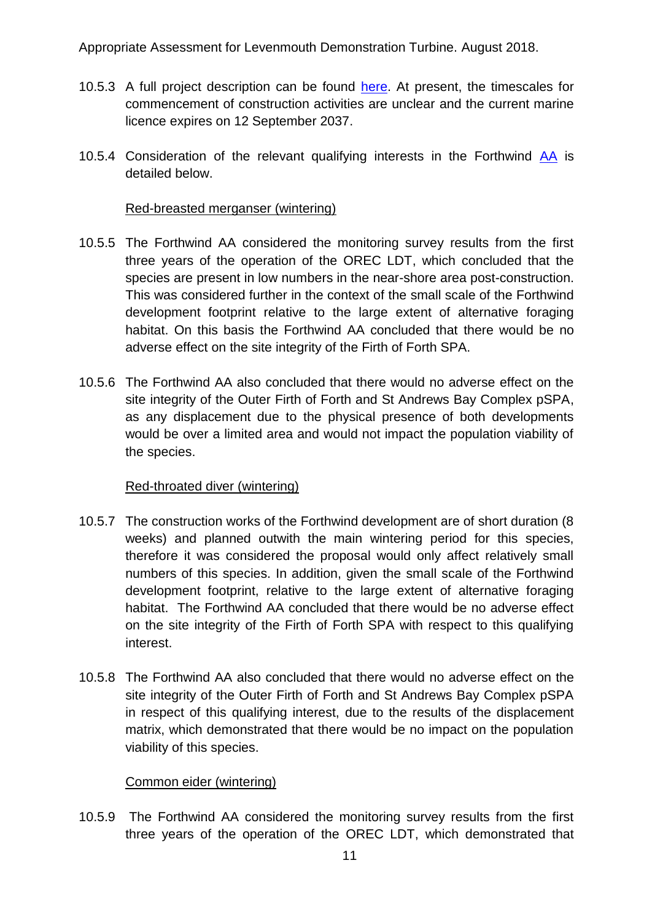10.5.3 A full project description can be found here. At present, the timescales for commencement of construction activities are unclear and the current marine licence expires on 12 September 2037.

10.5.4 Consideration of the relevant qualifying interests in the Forthwind AA is detailed below.

Red-breasted merganser (wintering)

10.5.5 The Forthwind AA considered the monitoring survey results from the first three years of the operation of the OREC LDT, which concluded that the species are present in low numbers in the near-shore area post-construction. This was considered further in the context of the small scale of the Forthwind development footprint relative to the large extent of alternative foraging habitat. On this basis the Forthwind AA concluded that there would be no adverse effect on the site integrity of the Firth of Forth SPA.

10.5.6 The Forthwind AA also concluded that there would no adverse effect on the site integrity of the Outer Firth of Forth and St Andrews Bay Complex pSPA, as any displacement due to the physical presence of both developments would be over a limited area and would not impact the population viability of the species.

Red-throated diver (wintering)

10.5.7 The construction works of the Forthwind development are of short duration (8 weeks) and planned outwith the main wintering period for this species, therefore it was considered the proposal would only affect relatively small numbers of this species. In addition, given the small scale of the Forthwind development footprint, relative to the large extent of alternative foraging habitat. The Forthwind AA concluded that there would be no adverse effect on the site integrity of the Firth of Forth SPA with respect to this qualifying interest.

10.5.8 The Forthwind AA also concluded that there would no adverse effect on the site integrity of the Outer Firth of Forth and St Andrews Bay Complex pSPA in respect of this qualifying interest, due to the results of the displacement matrix, which demonstrated that there would be no impact on the population viability of this species.

Common eider (wintering)

10.5.9 The Forthwind AA considered the monitoring survey results from the first three years of the operation of the OREC LDT, which demonstrated that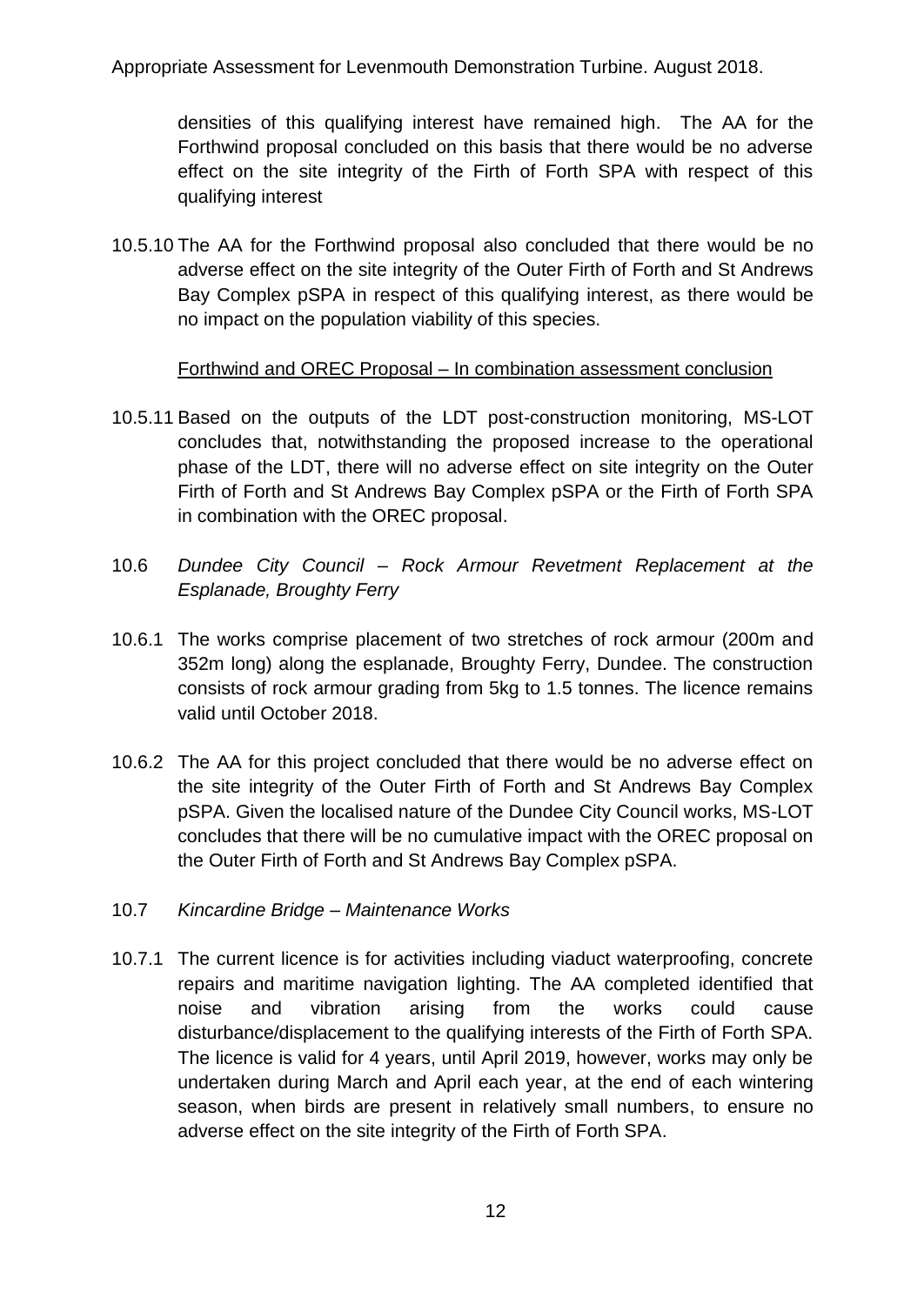densities of this qualifying interest have remained high. The AA for the Forthwind proposal concluded on this basis that there would be no adverse effect on the site integrity of the Firth of Forth SPA with respect of this qualifying interest

10.5.10 The AA for the Forthwind proposal also concluded that there would be no adverse effect on the site integrity of the Outer Firth of Forth and St Andrews Bay Complex pSPA in respect of this qualifying interest, as there would be no impact on the population viability of this species.

Forthwind and OREC Proposal – In combination assessment conclusion

10.5.11 Based on the outputs of the LDT post-construction monitoring, MS-LOT concludes that, notwithstanding the proposed increase to the operational phase of the LDT, there will no adverse effect on site integrity on the Outer Firth of Forth and St Andrews Bay Complex pSPA or the Firth of Forth SPA in combination with the OREC proposal.

10.6 *Dundee City Council – Rock Armour Revetment Replacement at the Esplanade, Broughty Ferry*

10.6.1 The works comprise placement of two stretches of rock armour (200m and 352m long) along the esplanade, Broughty Ferry, Dundee. The construction consists of rock armour grading from 5kg to 1.5 tonnes. The licence remains valid until October 2018.

10.6.2 The AA for this project concluded that there would be no adverse effect on the site integrity of the Outer Firth of Forth and St Andrews Bay Complex pSPA. Given the localised nature of the Dundee City Council works, MS-LOT concludes that there will be no cumulative impact with the OREC proposal on the Outer Firth of Forth and St Andrews Bay Complex pSPA.

10.7 *Kincardine Bridge – Maintenance Works*

10.7.1 The current licence is for activities including viaduct waterproofing, concrete repairs and maritime navigation lighting. The AA completed identified that noise and vibration arising from the works could cause disturbance/displacement to the qualifying interests of the Firth of Forth SPA. The licence is valid for 4 years, until April 2019, however, works may only be undertaken during March and April each year, at the end of each wintering season, when birds are present in relatively small numbers, to ensure no adverse effect on the site integrity of the Firth of Forth SPA.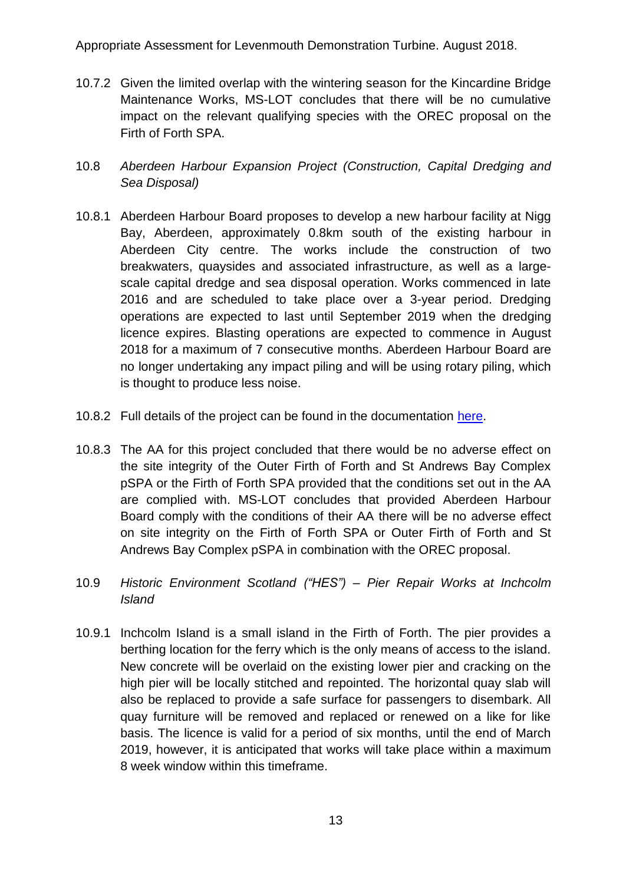10.7.2 Given the limited overlap with the wintering season for the Kincardine Bridge Maintenance Works, MS-LOT concludes that there will be no cumulative impact on the relevant qualifying species with the OREC proposal on the Firth of Forth SPA.

10.8 *Aberdeen Harbour Expansion Project (Construction, Capital Dredging and Sea Disposal)*

10.8.1 Aberdeen Harbour Board proposes to develop a new harbour facility at Nigg Bay, Aberdeen, approximately 0.8km south of the existing harbour in Aberdeen City centre. The works include the construction of two breakwaters, quaysides and associated infrastructure, as well as a large-scale capital dredge and sea disposal operation. Works commenced in late 2016 and are scheduled to take place over a 3-year period. Dredging operations are expected to last until September 2019 when the dredging licence expires. Blasting operations are expected to commence in August 2018 for a maximum of 7 consecutive months. Aberdeen Harbour Board are no longer undertaking any impact piling and will be using rotary piling, which is thought to produce less noise.

10.8.2 Full details of the project can be found in the documentation here.

10.8.3 The AA for this project concluded that there would be no adverse effect on the site integrity of the Outer Firth of Forth and St Andrews Bay Complex pSPA or the Firth of Forth SPA provided that the conditions set out in the AA are complied with. MS-LOT concludes that provided Aberdeen Harbour Board comply with the conditions of their AA there will be no adverse effect on site integrity on the Firth of Forth SPA or Outer Firth of Forth and St Andrews Bay Complex pSPA in combination with the OREC proposal.

10.9 *Historic Environment Scotland ("HES") – Pier Repair Works at Inchcolm Island*

10.9.1 Inchcolm Island is a small island in the Firth of Forth. The pier provides a berthing location for the ferry which is the only means of access to the island. New concrete will be overlaid on the existing lower pier and cracking on the high pier will be locally stitched and repointed. The horizontal quay slab will also be replaced to provide a safe surface for passengers to disembark. All quay furniture will be removed and replaced or renewed on a like for like basis. The licence is valid for a period of six months, until the end of March 2019, however, it is anticipated that works will take place within a maximum 8 week window within this timeframe.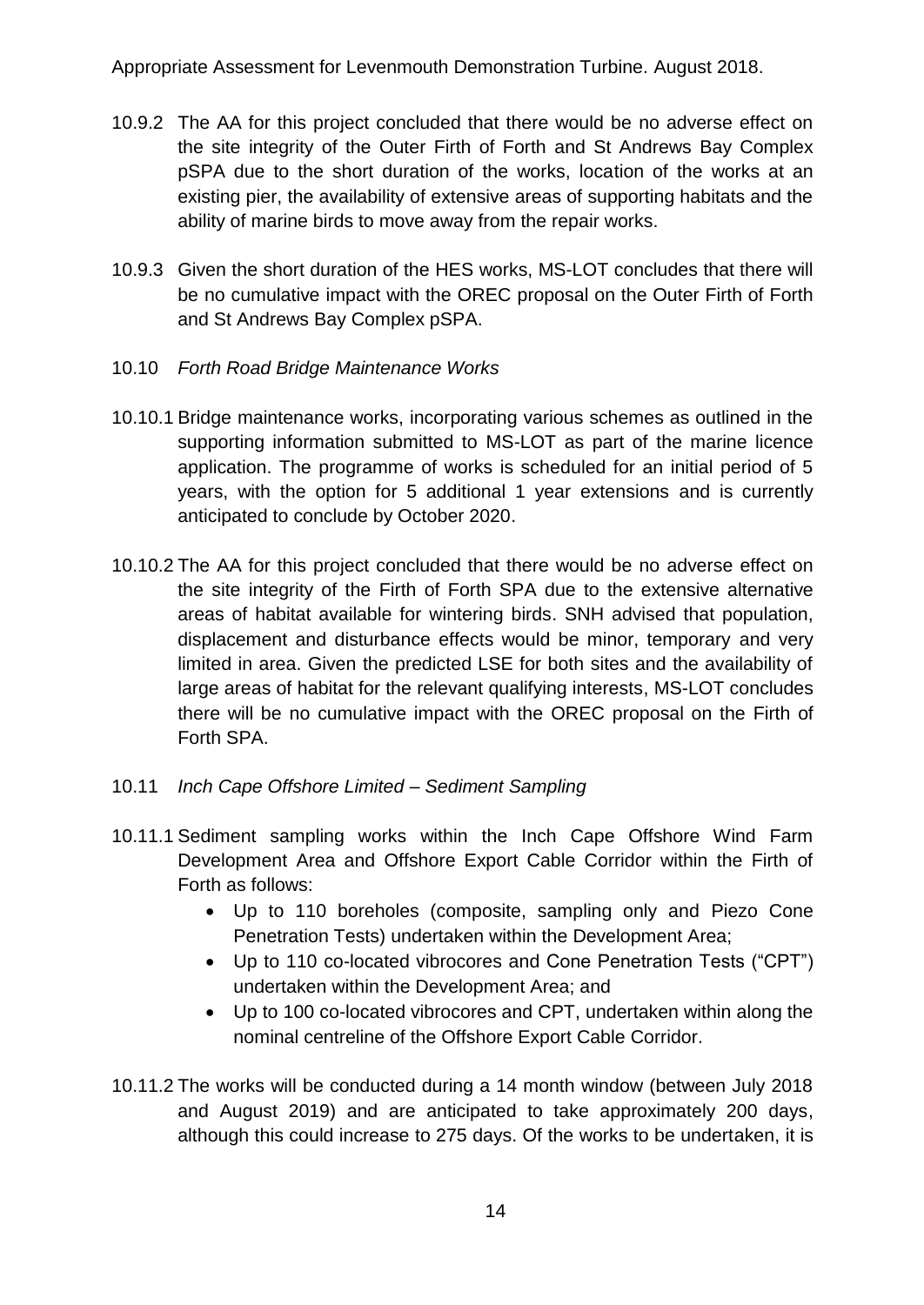10.9.2 The AA for this project concluded that there would be no adverse effect on the site integrity of the Outer Firth of Forth and St Andrews Bay Complex pSPA due to the short duration of the works, location of the works at an existing pier, the availability of extensive areas of supporting habitats and the ability of marine birds to move away from the repair works.

10.9.3 Given the short duration of the HES works, MS-LOT concludes that there will be no cumulative impact with the OREC proposal on the Outer Firth of Forth and St Andrews Bay Complex pSPA.

10.10 *Forth Road Bridge Maintenance Works*

10.10.1 Bridge maintenance works, incorporating various schemes as outlined in the supporting information submitted to MS-LOT as part of the marine licence application. The programme of works is scheduled for an initial period of 5 years, with the option for 5 additional 1 year extensions and is currently anticipated to conclude by October 2020.

10.10.2 The AA for this project concluded that there would be no adverse effect on the site integrity of the Firth of Forth SPA due to the extensive alternative areas of habitat available for wintering birds. SNH advised that population, displacement and disturbance effects would be minor, temporary and very limited in area. Given the predicted LSE for both sites and the availability of large areas of habitat for the relevant qualifying interests, MS-LOT concludes there will be no cumulative impact with the OREC proposal on the Firth of Forth SPA.

10.11 *Inch Cape Offshore Limited – Sediment Sampling*

10.11.1 Sediment sampling works within the Inch Cape Offshore Wind Farm Development Area and Offshore Export Cable Corridor within the Firth of Forth as follows:

- Up to 110 boreholes (composite, sampling only and Piezo Cone Penetration Tests) undertaken within the Development Area;
- Up to 110 co-located vibrocores and Cone Penetration Tests ("CPT") undertaken within the Development Area; and
- Up to 100 co-located vibrocores and CPT, undertaken within along the nominal centreline of the Offshore Export Cable Corridor.

10.11.2 The works will be conducted during a 14 month window (between July 2018 and August 2019) and are anticipated to take approximately 200 days, although this could increase to 275 days. Of the works to be undertaken, it is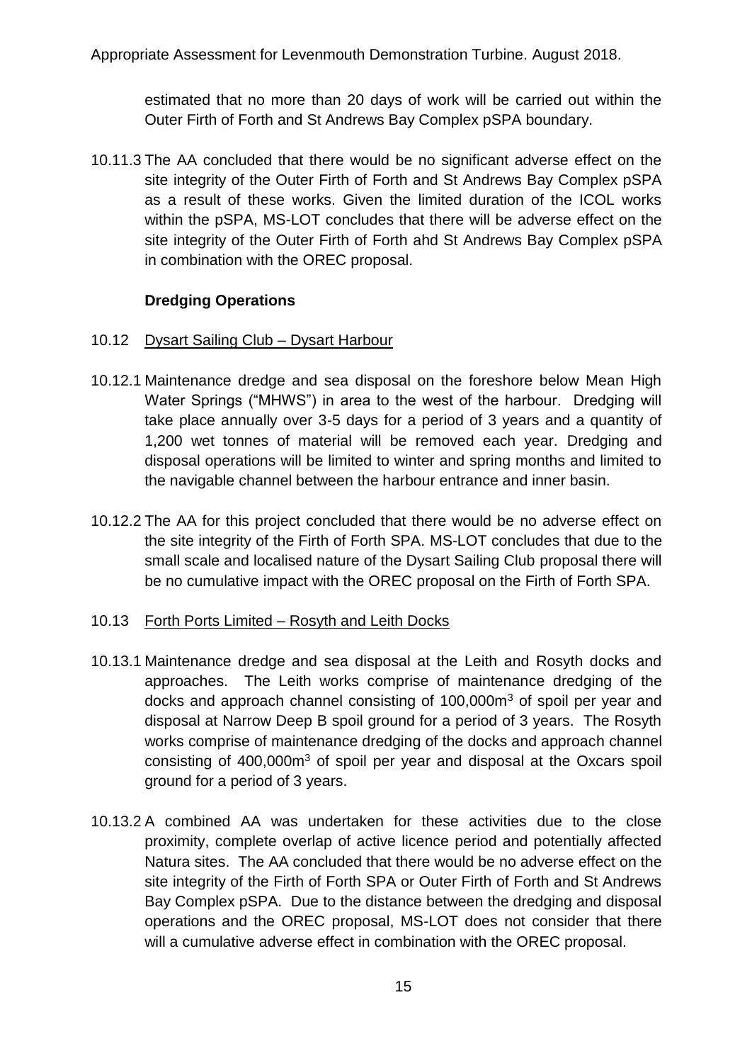estimated that no more than 20 days of work will be carried out within the Outer Firth of Forth and St Andrews Bay Complex pSPA boundary.

10.11.3 The AA concluded that there would be no significant adverse effect on the site integrity of the Outer Firth of Forth and St Andrews Bay Complex pSPA as a result of these works. Given the limited duration of the ICOL works within the pSPA, MS-LOT concludes that there will be adverse effect on the site integrity of the Outer Firth of Forth ahd St Andrews Bay Complex pSPA in combination with the OREC proposal.

**Dredging Operations**

10.12 Dysart Sailing Club – Dysart Harbour

10.12.1 Maintenance dredge and sea disposal on the foreshore below Mean High Water Springs ("MHWS") in area to the west of the harbour. Dredging will take place annually over 3-5 days for a period of 3 years and a quantity of 1,200 wet tonnes of material will be removed each year. Dredging and disposal operations will be limited to winter and spring months and limited to the navigable channel between the harbour entrance and inner basin.

10.12.2 The AA for this project concluded that there would be no adverse effect on the site integrity of the Firth of Forth SPA. MS-LOT concludes that due to the small scale and localised nature of the Dysart Sailing Club proposal there will be no cumulative impact with the OREC proposal on the Firth of Forth SPA.

10.13 Forth Ports Limited – Rosyth and Leith Docks

10.13.1 Maintenance dredge and sea disposal at the Leith and Rosyth docks and approaches. The Leith works comprise of maintenance dredging of the docks and approach channel consisting of 100,000m$^3$ of spoil per year and disposal at Narrow Deep B spoil ground for a period of 3 years. The Rosyth works comprise of maintenance dredging of the docks and approach channel consisting of 400,000m$^3$ of spoil per year and disposal at the Oxcars spoil ground for a period of 3 years.

10.13.2 A combined AA was undertaken for these activities due to the close proximity, complete overlap of active licence period and potentially affected Natura sites. The AA concluded that there would be no adverse effect on the site integrity of the Firth of Forth SPA or Outer Firth of Forth and St Andrews Bay Complex pSPA. Due to the distance between the dredging and disposal operations and the OREC proposal, MS-LOT does not consider that there will a cumulative adverse effect in combination with the OREC proposal.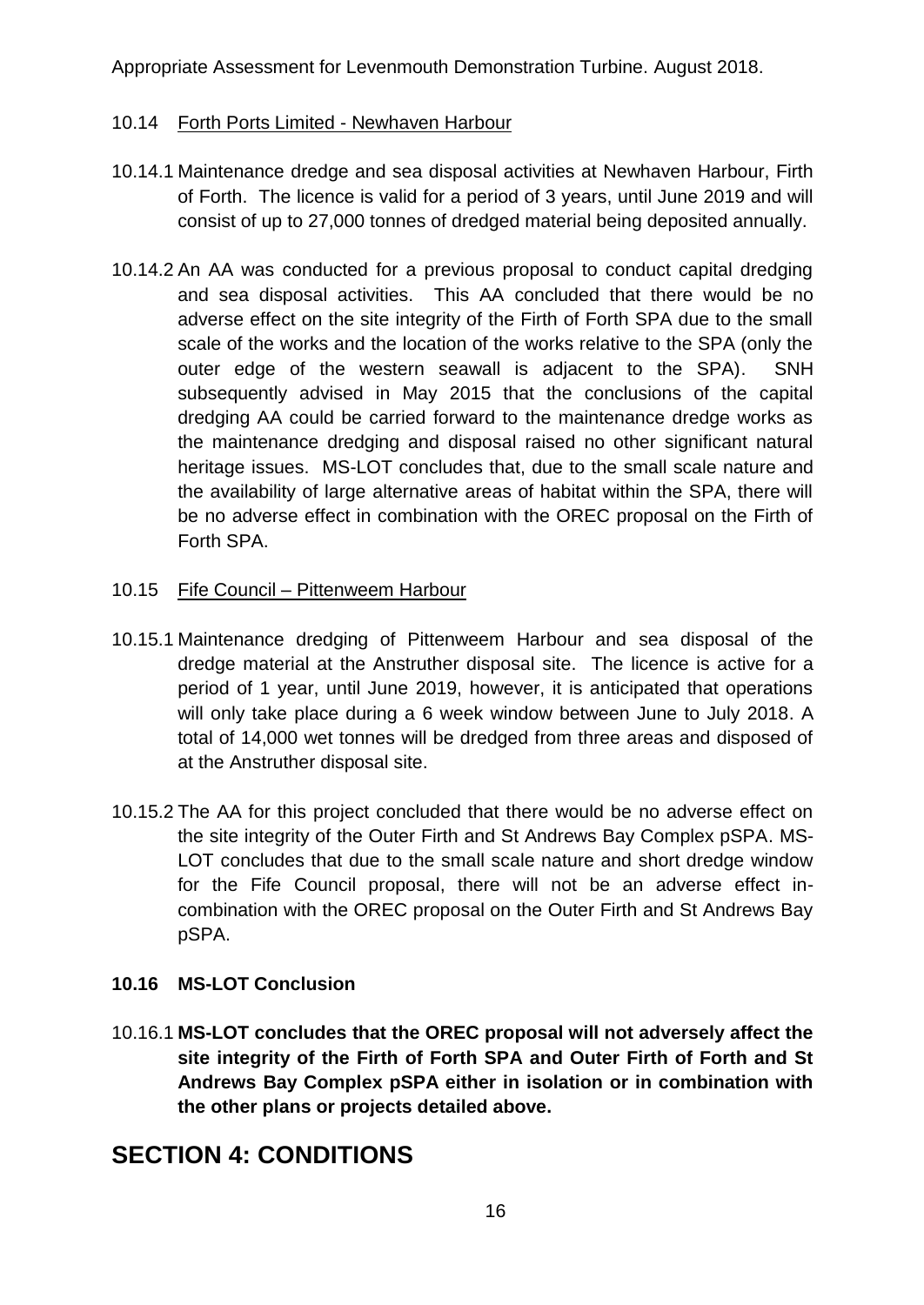10.14 Forth Ports Limited - Newhaven Harbour

10.14.1 Maintenance dredge and sea disposal activities at Newhaven Harbour, Firth of Forth. The licence is valid for a period of 3 years, until June 2019 and will consist of up to 27,000 tonnes of dredged material being deposited annually.

10.14.2 An AA was conducted for a previous proposal to conduct capital dredging and sea disposal activities. This AA concluded that there would be no adverse effect on the site integrity of the Firth of Forth SPA due to the small scale of the works and the location of the works relative to the SPA (only the outer edge of the western seawall is adjacent to the SPA). SNH subsequently advised in May 2015 that the conclusions of the capital dredging AA could be carried forward to the maintenance dredge works as the maintenance dredging and disposal raised no other significant natural heritage issues. MS-LOT concludes that, due to the small scale nature and the availability of large alternative areas of habitat within the SPA, there will be no adverse effect in combination with the OREC proposal on the Firth of Forth SPA.

10.15 Fife Council – Pittenweem Harbour

10.15.1 Maintenance dredging of Pittenweem Harbour and sea disposal of the dredge material at the Anstruther disposal site. The licence is active for a period of 1 year, until June 2019, however, it is anticipated that operations will only take place during a 6 week window between June to July 2018. A total of 14,000 wet tonnes will be dredged from three areas and disposed of at the Anstruther disposal site.

10.15.2 The AA for this project concluded that there would be no adverse effect on the site integrity of the Outer Firth and St Andrews Bay Complex pSPA. MS-LOT concludes that due to the small scale nature and short dredge window for the Fife Council proposal, there will not be an adverse effect in-combination with the OREC proposal on the Outer Firth and St Andrews Bay pSPA.

**10.16 MS-LOT Conclusion**

10.16.1 **MS-LOT concludes that the OREC proposal will not adversely affect the site integrity of the Firth of Forth SPA and Outer Firth of Forth and St Andrews Bay Complex pSPA either in isolation or in combination with the other plans or projects detailed above.**

# SECTION 4: CONDITIONS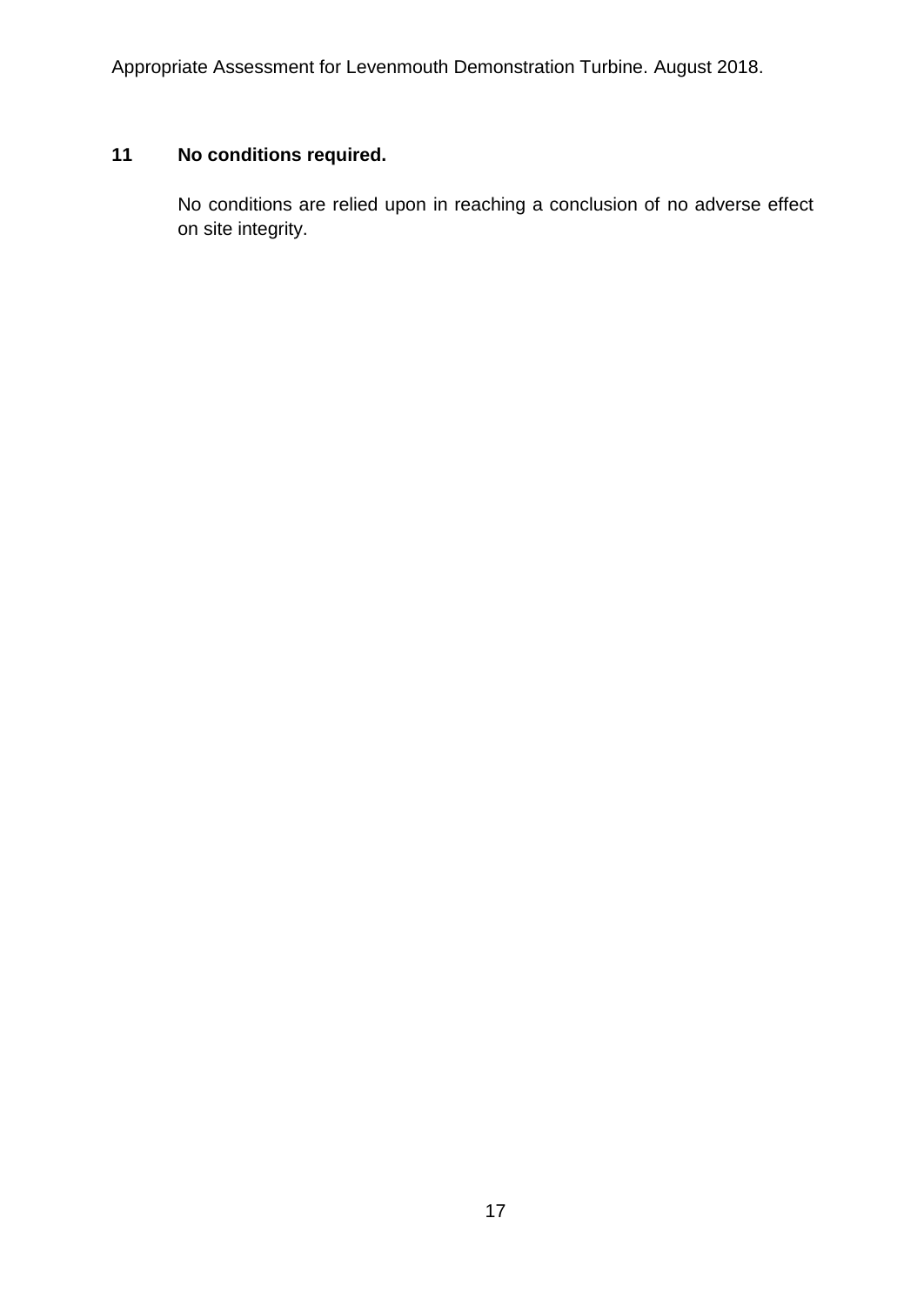## 11 No conditions required.

No conditions are relied upon in reaching a conclusion of no adverse effect on site integrity.